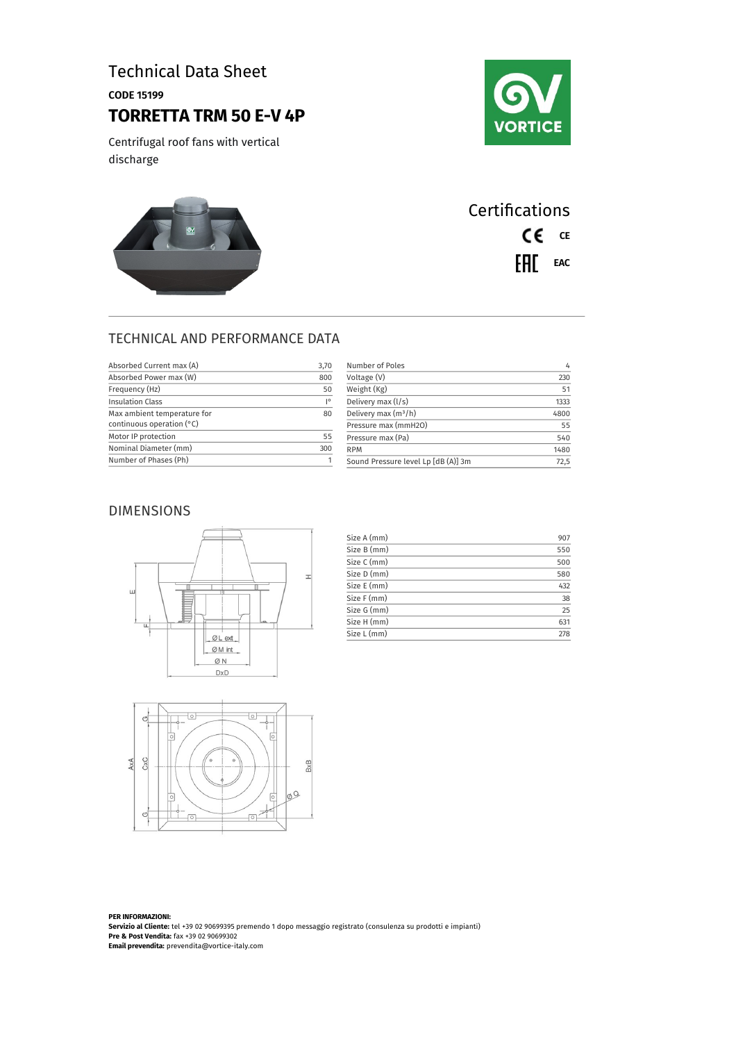# Technical Data Sheet

**CODE 15199**

## TORRETTA TRM 50 E-V 4P

Centrifugal roof fans with vertical discharge

### Certifications

- CE
- EAC

## TECHNICAL AND PERFORMANCE DATA

| Parameter | Value |
|---|---|
| Absorbed Current max (A) | 3,70 |
| Absorbed Power max (W) | 800 |
| Frequency (Hz) | 50 |
| Insulation Class | I° |
| Max ambient temperature for continuous operation (°C) | 80 |
| Motor IP protection | 55 |
| Nominal Diameter (mm) | 300 |
| Number of Phases (Ph) | 1 |

| Parameter | Value |
|---|---|
| Number of Poles | 4 |
| Voltage (V) | 230 |
| Weight (Kg) | 51 |
| Delivery max (l/s) | 1333 |
| Delivery max ($m^3$/h) | 4800 |
| Pressure max (mmH2O) | 55 |
| Pressure max (Pa) | 540 |
| RPM | 1480 |
| Sound Pressure level Lp [dB (A)] 3m | 72,5 |

## DIMENSIONS

| Size | Value |
|---|---|
| Size A (mm) | 907 |
| Size B (mm) | 550 |
| Size C (mm) | 500 |
| Size D (mm) | 580 |
| Size E (mm) | 432 |
| Size F (mm) | 38 |
| Size G (mm) | 25 |
| Size H (mm) | 631 |
| Size L (mm) | 278 |

**PER INFORMAZIONI:**
**Servizio al Cliente:** tel +39 02 90699395 premendo 1 dopo messaggio registrato (consulenza su prodotti e impianti)
**Pre & Post Vendita:** fax +39 02 90699302
**Email prevendita:** prevendita@vortice-italy.com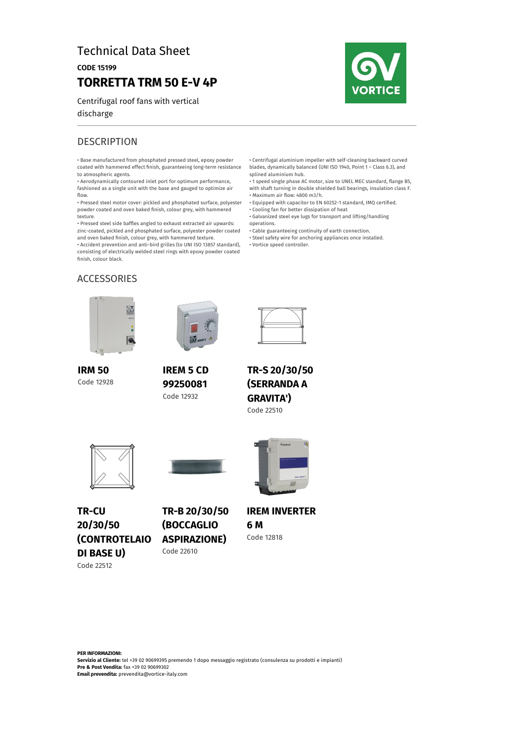# Technical Data Sheet

**CODE 15199**

## TORRETTA TRM 50 E-V 4P

Centrifugal roof fans with vertical discharge

## DESCRIPTION

- Base manufactured from phosphated pressed steel, epoxy powder coated with hammered effect finish, guaranteeing long-term resistance to atmospheric agents.
- Aerodynamically contoured inlet port for optimum performance, fashioned as a single unit with the base and gauged to optimize air flow.
- Pressed steel motor cover: pickled and phosphated surface, polyester powder coated and oven baked finish, colour grey, with hammered texture.
- Pressed steel side baffles angled to exhaust extracted air upwards: zinc-coated, pickled and phosphated surface, polyester powder coated and oven baked finish, colour grey, with hammered texture.
- Accident prevention and anti-bird grilles (to UNI ISO 13857 standard), consisting of electrically welded steel rings with epoxy powder coated finish, colour black.
- Centrifugal aluminium impeller with self-cleaning backward curved blades, dynamically balanced (UNI ISO 1940, Point 1 – Class 6.3), and splined aluminium hub.
- 1 speed single phase AC motor, size to UNEL MEC standard, flange B5, with shaft turning in double shielded ball bearings, insulation class F.
- Maximum air flow: 4800 m3/h.
- Equipped with capacitor to EN 60252-1 standard, IMQ certified.
- Cooling fan for better dissipation of heat
- Galvanized steel eye lugs for transport and lifting/handling operations.
- Cable guaranteeing continuity of earth connection.
- Steel safety wire for anchoring appliances once installed.
- Vortice speed controller.

## ACCESSORIES

**IRM 50**
Code 12928

**IREM 5 CD 99250081**
Code 12932

**TR-S 20/30/50 (SERRANDA A GRAVITA')**
Code 22510

**TR-CU 20/30/50 (CONTROTELAIO DI BASE U)**
Code 22512

**TR-B 20/30/50 (BOCCAGLIO ASPIRAZIONE)**
Code 22610

**IREM INVERTER 6 M**
Code 12818

**PER INFORMAZIONI:**
**Servizio al Cliente:** tel +39 02 90699395 premendo 1 dopo messaggio registrato (consulenza su prodotti e impianti)
**Pre & Post Vendita:** fax +39 02 90699302
**Email prevendita:** prevendita@vortice-italy.com